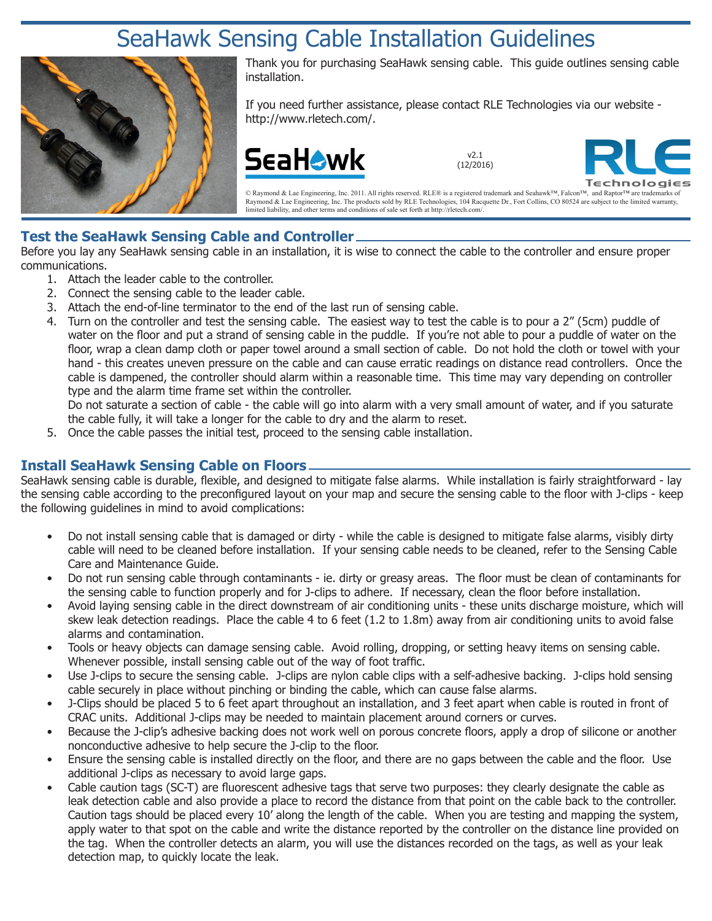# SeaHawk Sensing Cable Installation Guidelines

Thank you for purchasing SeaHawk sensing cable. This guide outlines sensing cable installation.

If you need further assistance, please contact RLE Technologies via our website - http://www.rletech.com/.

v2.1
(12/2016)

© Raymond & Lae Engineering, Inc. 2011. All rights reserved. RLE® is a registered trademark and Seahawk™, Falcon™, and Raptor™ are trademarks of Raymond & Lae Engineering, Inc. The products sold by RLE Technologies, 104 Racquette Dr., Fort Collins, CO 80524 are subject to the limited warranty, limited liability, and other terms and conditions of sale set forth at http://rletech.com/.

## Test the SeaHawk Sensing Cable and Controller

Before you lay any SeaHawk sensing cable in an installation, it is wise to connect the cable to the controller and ensure proper communications.

1. Attach the leader cable to the controller.
2. Connect the sensing cable to the leader cable.
3. Attach the end-of-line terminator to the end of the last run of sensing cable.
4. Turn on the controller and test the sensing cable. The easiest way to test the cable is to pour a 2" (5cm) puddle of water on the floor and put a strand of sensing cable in the puddle. If you're not able to pour a puddle of water on the floor, wrap a clean damp cloth or paper towel around a small section of cable. Do not hold the cloth or towel with your hand - this creates uneven pressure on the cable and can cause erratic readings on distance read controllers. Once the cable is dampened, the controller should alarm within a reasonable time. This time may vary depending on controller type and the alarm time frame set within the controller.
   Do not saturate a section of cable - the cable will go into alarm with a very small amount of water, and if you saturate the cable fully, it will take a longer for the cable to dry and the alarm to reset.
5. Once the cable passes the initial test, proceed to the sensing cable installation.

## Install SeaHawk Sensing Cable on Floors

SeaHawk sensing cable is durable, flexible, and designed to mitigate false alarms. While installation is fairly straightforward - lay the sensing cable according to the preconfigured layout on your map and secure the sensing cable to the floor with J-clips - keep the following guidelines in mind to avoid complications:

- Do not install sensing cable that is damaged or dirty - while the cable is designed to mitigate false alarms, visibly dirty cable will need to be cleaned before installation. If your sensing cable needs to be cleaned, refer to the Sensing Cable Care and Maintenance Guide.
- Do not run sensing cable through contaminants - ie. dirty or greasy areas. The floor must be clean of contaminants for the sensing cable to function properly and for J-clips to adhere. If necessary, clean the floor before installation.
- Avoid laying sensing cable in the direct downstream of air conditioning units - these units discharge moisture, which will skew leak detection readings. Place the cable 4 to 6 feet (1.2 to 1.8m) away from air conditioning units to avoid false alarms and contamination.
- Tools or heavy objects can damage sensing cable. Avoid rolling, dropping, or setting heavy items on sensing cable. Whenever possible, install sensing cable out of the way of foot traffic.
- Use J-clips to secure the sensing cable. J-clips are nylon cable clips with a self-adhesive backing. J-clips hold sensing cable securely in place without pinching or binding the cable, which can cause false alarms.
- J-Clips should be placed 5 to 6 feet apart throughout an installation, and 3 feet apart when cable is routed in front of CRAC units. Additional J-clips may be needed to maintain placement around corners or curves.
- Because the J-clip's adhesive backing does not work well on porous concrete floors, apply a drop of silicone or another nonconductive adhesive to help secure the J-clip to the floor.
- Ensure the sensing cable is installed directly on the floor, and there are no gaps between the cable and the floor. Use additional J-clips as necessary to avoid large gaps.
- Cable caution tags (SC-T) are fluorescent adhesive tags that serve two purposes: they clearly designate the cable as leak detection cable and also provide a place to record the distance from that point on the cable back to the controller. Caution tags should be placed every 10' along the length of the cable. When you are testing and mapping the system, apply water to that spot on the cable and write the distance reported by the controller on the distance line provided on the tag. When the controller detects an alarm, you will use the distances recorded on the tags, as well as your leak detection map, to quickly locate the leak.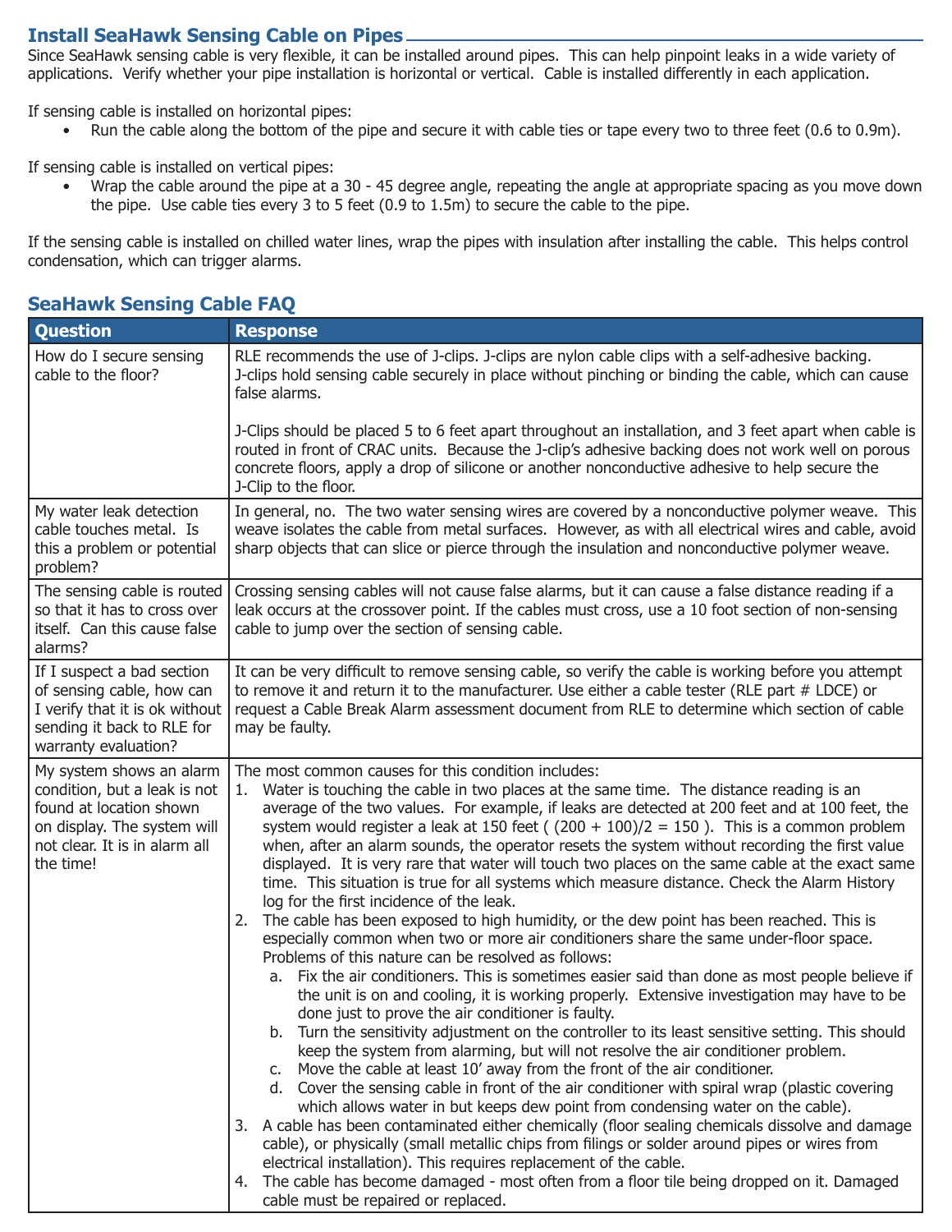## Install SeaHawk Sensing Cable on Pipes

Since SeaHawk sensing cable is very flexible, it can be installed around pipes. This can help pinpoint leaks in a wide variety of applications. Verify whether your pipe installation is horizontal or vertical. Cable is installed differently in each application.

If sensing cable is installed on horizontal pipes:

- Run the cable along the bottom of the pipe and secure it with cable ties or tape every two to three feet (0.6 to 0.9m).

If sensing cable is installed on vertical pipes:

- Wrap the cable around the pipe at a 30 - 45 degree angle, repeating the angle at appropriate spacing as you move down the pipe. Use cable ties every 3 to 5 feet (0.9 to 1.5m) to secure the cable to the pipe.

If the sensing cable is installed on chilled water lines, wrap the pipes with insulation after installing the cable. This helps control condensation, which can trigger alarms.

## SeaHawk Sensing Cable FAQ

| Question | Response |
|---|---|
| How do I secure sensing cable to the floor? | RLE recommends the use of J-clips. J-clips are nylon cable clips with a self-adhesive backing. J-clips hold sensing cable securely in place without pinching or binding the cable, which can cause false alarms.<br><br>J-Clips should be placed 5 to 6 feet apart throughout an installation, and 3 feet apart when cable is routed in front of CRAC units. Because the J-clip's adhesive backing does not work well on porous concrete floors, apply a drop of silicone or another nonconductive adhesive to help secure the J-Clip to the floor. |
| My water leak detection cable touches metal. Is this a problem or potential problem? | In general, no. The two water sensing wires are covered by a nonconductive polymer weave. This weave isolates the cable from metal surfaces. However, as with all electrical wires and cable, avoid sharp objects that can slice or pierce through the insulation and nonconductive polymer weave. |
| The sensing cable is routed so that it has to cross over itself. Can this cause false alarms? | Crossing sensing cables will not cause false alarms, but it can cause a false distance reading if a leak occurs at the crossover point. If the cables must cross, use a 10 foot section of non-sensing cable to jump over the section of sensing cable. |
| If I suspect a bad section of sensing cable, how can I verify that it is ok without sending it back to RLE for warranty evaluation? | It can be very difficult to remove sensing cable, so verify the cable is working before you attempt to remove it and return it to the manufacturer. Use either a cable tester (RLE part # LDCE) or request a Cable Break Alarm assessment document from RLE to determine which section of cable may be faulty. |
| My system shows an alarm condition, but a leak is not found at location shown on display. The system will not clear. It is in alarm all the time! | The most common causes for this condition includes:<br>1. Water is touching the cable in two places at the same time. The distance reading is an average of the two values. For example, if leaks are detected at 200 feet and at 100 feet, the system would register a leak at 150 feet ( (200 + 100)/2 = 150 ). This is a common problem when, after an alarm sounds, the operator resets the system without recording the first value displayed. It is very rare that water will touch two places on the same cable at the exact same time. This situation is true for all systems which measure distance. Check the Alarm History log for the first incidence of the leak.<br>2. The cable has been exposed to high humidity, or the dew point has been reached. This is especially common when two or more air conditioners share the same under-floor space. Problems of this nature can be resolved as follows:<br>a. Fix the air conditioners. This is sometimes easier said than done as most people believe if the unit is on and cooling, it is working properly. Extensive investigation may have to be done just to prove the air conditioner is faulty.<br>b. Turn the sensitivity adjustment on the controller to its least sensitive setting. This should keep the system from alarming, but will not resolve the air conditioner problem.<br>c. Move the cable at least 10' away from the front of the air conditioner.<br>d. Cover the sensing cable in front of the air conditioner with spiral wrap (plastic covering which allows water in but keeps dew point from condensing water on the cable).<br>3. A cable has been contaminated either chemically (floor sealing chemicals dissolve and damage cable), or physically (small metallic chips from filings or solder around pipes or wires from electrical installation). This requires replacement of the cable.<br>4. The cable has become damaged - most often from a floor tile being dropped on it. Damaged cable must be repaired or replaced. |